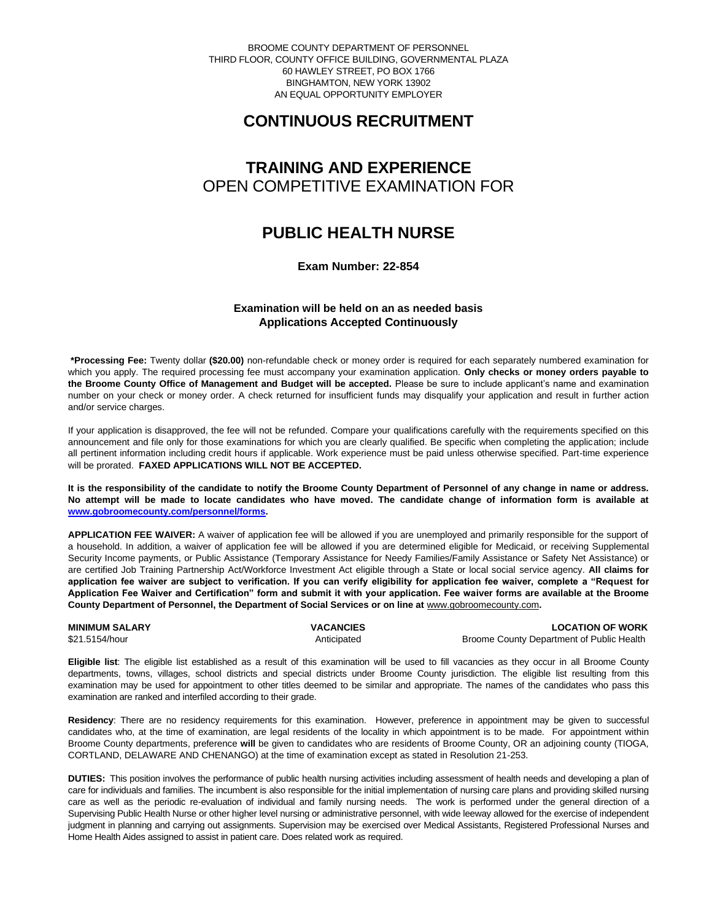BROOME COUNTY DEPARTMENT OF PERSONNEL
THIRD FLOOR, COUNTY OFFICE BUILDING, GOVERNMENTAL PLAZA
60 HAWLEY STREET, PO BOX 1766
BINGHAMTON, NEW YORK 13902
AN EQUAL OPPORTUNITY EMPLOYER

# CONTINUOUS RECRUITMENT

# TRAINING AND EXPERIENCE

## OPEN COMPETITIVE EXAMINATION FOR

# PUBLIC HEALTH NURSE

**Exam Number: 22-854**

**Examination will be held on an as needed basis**
**Applications Accepted Continuously**

**\*Processing Fee:** Twenty dollar **($20.00)** non-refundable check or money order is required for each separately numbered examination for which you apply. The required processing fee must accompany your examination application. **Only checks or money orders payable to the Broome County Office of Management and Budget will be accepted.** Please be sure to include applicant's name and examination number on your check or money order. A check returned for insufficient funds may disqualify your application and result in further action and/or service charges.

If your application is disapproved, the fee will not be refunded. Compare your qualifications carefully with the requirements specified on this announcement and file only for those examinations for which you are clearly qualified. Be specific when completing the application; include all pertinent information including credit hours if applicable. Work experience must be paid unless otherwise specified. Part-time experience will be prorated. **FAXED APPLICATIONS WILL NOT BE ACCEPTED.**

**It is the responsibility of the candidate to notify the Broome County Department of Personnel of any change in name or address. No attempt will be made to locate candidates who have moved. The candidate change of information form is available at [www.gobroomecounty.com/personnel/forms](www.gobroomecounty.com/personnel/forms).**

**APPLICATION FEE WAIVER:** A waiver of application fee will be allowed if you are unemployed and primarily responsible for the support of a household. In addition, a waiver of application fee will be allowed if you are determined eligible for Medicaid, or receiving Supplemental Security Income payments, or Public Assistance (Temporary Assistance for Needy Families/Family Assistance or Safety Net Assistance) or are certified Job Training Partnership Act/Workforce Investment Act eligible through a State or local social service agency. **All claims for application fee waiver are subject to verification. If you can verify eligibility for application fee waiver, complete a "Request for Application Fee Waiver and Certification" form and submit it with your application. Fee waiver forms are available at the Broome County Department of Personnel, the Department of Social Services or on line at** www.gobroomecounty.com**.**

| MINIMUM SALARY | VACANCIES | LOCATION OF WORK |
|---|---|---|
| \$21.5154/hour | Anticipated | Broome County Department of Public Health |

**Eligible list**: The eligible list established as a result of this examination will be used to fill vacancies as they occur in all Broome County departments, towns, villages, school districts and special districts under Broome County jurisdiction. The eligible list resulting from this examination may be used for appointment to other titles deemed to be similar and appropriate. The names of the candidates who pass this examination are ranked and interfiled according to their grade.

**Residency**: There are no residency requirements for this examination. However, preference in appointment may be given to successful candidates who, at the time of examination, are legal residents of the locality in which appointment is to be made. For appointment within Broome County departments, preference **will** be given to candidates who are residents of Broome County, OR an adjoining county (TIOGA, CORTLAND, DELAWARE AND CHENANGO) at the time of examination except as stated in Resolution 21-253.

**DUTIES:** This position involves the performance of public health nursing activities including assessment of health needs and developing a plan of care for individuals and families. The incumbent is also responsible for the initial implementation of nursing care plans and providing skilled nursing care as well as the periodic re-evaluation of individual and family nursing needs. The work is performed under the general direction of a Supervising Public Health Nurse or other higher level nursing or administrative personnel, with wide leeway allowed for the exercise of independent judgment in planning and carrying out assignments. Supervision may be exercised over Medical Assistants, Registered Professional Nurses and Home Health Aides assigned to assist in patient care. Does related work as required.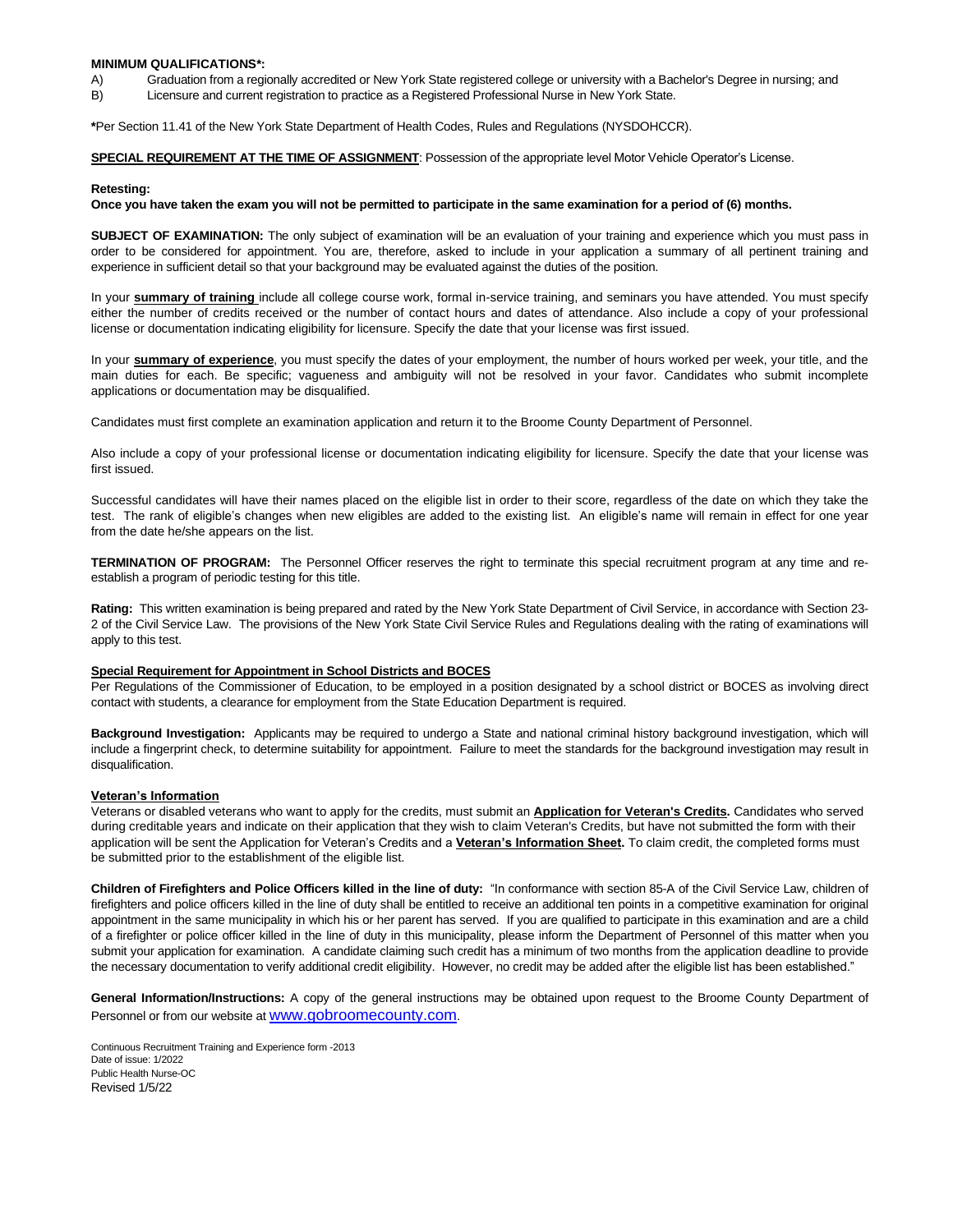**MINIMUM QUALIFICATIONS*:**

A) Graduation from a regionally accredited or New York State registered college or university with a Bachelor's Degree in nursing; and

B) Licensure and current registration to practice as a Registered Professional Nurse in New York State.

***Per Section 11.41 of the New York State Department of Health Codes, Rules and Regulations (NYSDOHCCR).

**SPECIAL REQUIREMENT AT THE TIME OF ASSIGNMENT**: Possession of the appropriate level Motor Vehicle Operator's License.

**Retesting:**

**Once you have taken the exam you will not be permitted to participate in the same examination for a period of (6) months.**

**SUBJECT OF EXAMINATION:** The only subject of examination will be an evaluation of your training and experience which you must pass in order to be considered for appointment. You are, therefore, asked to include in your application a summary of all pertinent training and experience in sufficient detail so that your background may be evaluated against the duties of the position.

In your **summary of training** include all college course work, formal in-service training, and seminars you have attended. You must specify either the number of credits received or the number of contact hours and dates of attendance. Also include a copy of your professional license or documentation indicating eligibility for licensure. Specify the date that your license was first issued.

In your **summary of experience**, you must specify the dates of your employment, the number of hours worked per week, your title, and the main duties for each. Be specific; vagueness and ambiguity will not be resolved in your favor. Candidates who submit incomplete applications or documentation may be disqualified.

Candidates must first complete an examination application and return it to the Broome County Department of Personnel.

Also include a copy of your professional license or documentation indicating eligibility for licensure. Specify the date that your license was first issued.

Successful candidates will have their names placed on the eligible list in order to their score, regardless of the date on which they take the test. The rank of eligible's changes when new eligibles are added to the existing list. An eligible's name will remain in effect for one year from the date he/she appears on the list.

**TERMINATION OF PROGRAM:** The Personnel Officer reserves the right to terminate this special recruitment program at any time and re-establish a program of periodic testing for this title.

**Rating:** This written examination is being prepared and rated by the New York State Department of Civil Service, in accordance with Section 23-2 of the Civil Service Law. The provisions of the New York State Civil Service Rules and Regulations dealing with the rating of examinations will apply to this test.

**Special Requirement for Appointment in School Districts and BOCES**

Per Regulations of the Commissioner of Education, to be employed in a position designated by a school district or BOCES as involving direct contact with students, a clearance for employment from the State Education Department is required.

**Background Investigation:** Applicants may be required to undergo a State and national criminal history background investigation, which will include a fingerprint check, to determine suitability for appointment. Failure to meet the standards for the background investigation may result in disqualification.

**Veteran's Information**

Veterans or disabled veterans who want to apply for the credits, must submit an **Application for Veteran's Credits.** Candidates who served during creditable years and indicate on their application that they wish to claim Veteran's Credits, but have not submitted the form with their application will be sent the Application for Veteran's Credits and a **Veteran's Information Sheet.** To claim credit, the completed forms must be submitted prior to the establishment of the eligible list.

**Children of Firefighters and Police Officers killed in the line of duty:** "In conformance with section 85-A of the Civil Service Law, children of firefighters and police officers killed in the line of duty shall be entitled to receive an additional ten points in a competitive examination for original appointment in the same municipality in which his or her parent has served. If you are qualified to participate in this examination and are a child of a firefighter or police officer killed in the line of duty in this municipality, please inform the Department of Personnel of this matter when you submit your application for examination. A candidate claiming such credit has a minimum of two months from the application deadline to provide the necessary documentation to verify additional credit eligibility. However, no credit may be added after the eligible list has been established."

**General Information/Instructions:** A copy of the general instructions may be obtained upon request to the Broome County Department of Personnel or from our website at www.gobroomecounty.com.

Continuous Recruitment Training and Experience form -2013
Date of issue: 1/2022
Public Health Nurse-OC
Revised 1/5/22